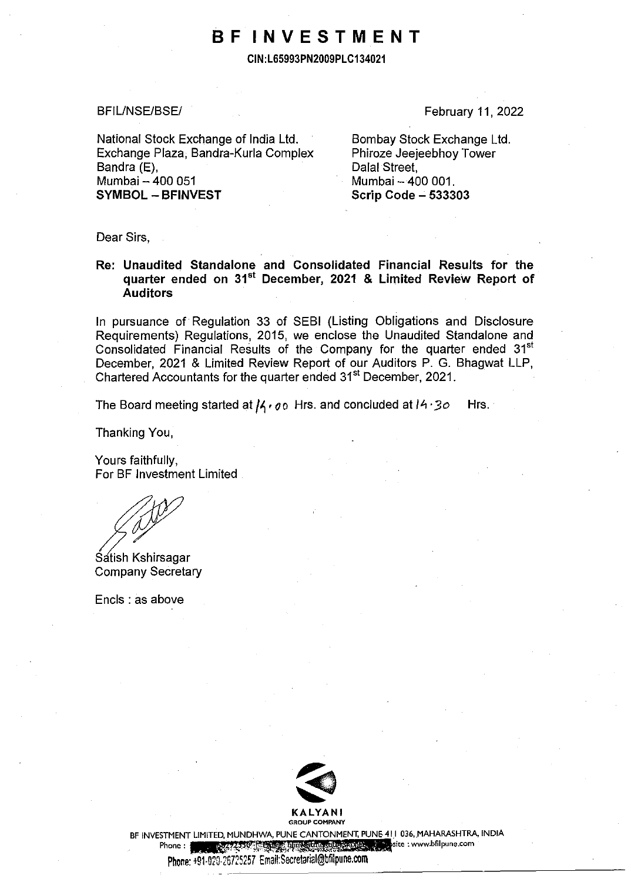# BF INVESTMENT

**CIN:L65993PN2009PLC134021**

BFIL/NSE/BSE/

February 11, 2022

National Stock Exchange of India Ltd.
Exchange Plaza, Bandra-Kurla Complex
Bandra (E),
Mumbai – 400 051
**SYMBOL – BFINVEST**

Bombay Stock Exchange Ltd.
Phiroze Jeejeebhoy Tower
Dalal Street,
Mumbai – 400 001.
**Scrip Code – 533303**

Dear Sirs,

**Re: Unaudited Standalone and Consolidated Financial Results for the quarter ended on 31st December, 2021 & Limited Review Report of Auditors**

In pursuance of Regulation 33 of SEBI (Listing Obligations and Disclosure Requirements) Regulations, 2015, we enclose the Unaudited Standalone and Consolidated Financial Results of the Company for the quarter ended 31st December, 2021 & Limited Review Report of our Auditors P. G. Bhagwat LLP, Chartered Accountants for the quarter ended 31st December, 2021.

The Board meeting started at 14.00 Hrs. and concluded at 14.30 Hrs.

Thanking You,

Yours faithfully,
For BF Investment Limited

Satish Kshirsagar
Company Secretary

Encls : as above

KALYANI
GROUP COMPANY

BF INVESTMENT LIMITED, MUNDHWA, PUNE CANTONMENT, PUNE 411 036, MAHARASHTRA, INDIA
Phone : ... Website : www.bfilpune.com
Phone: +91-020-26725257 Email:Secretarial@bfilpune.com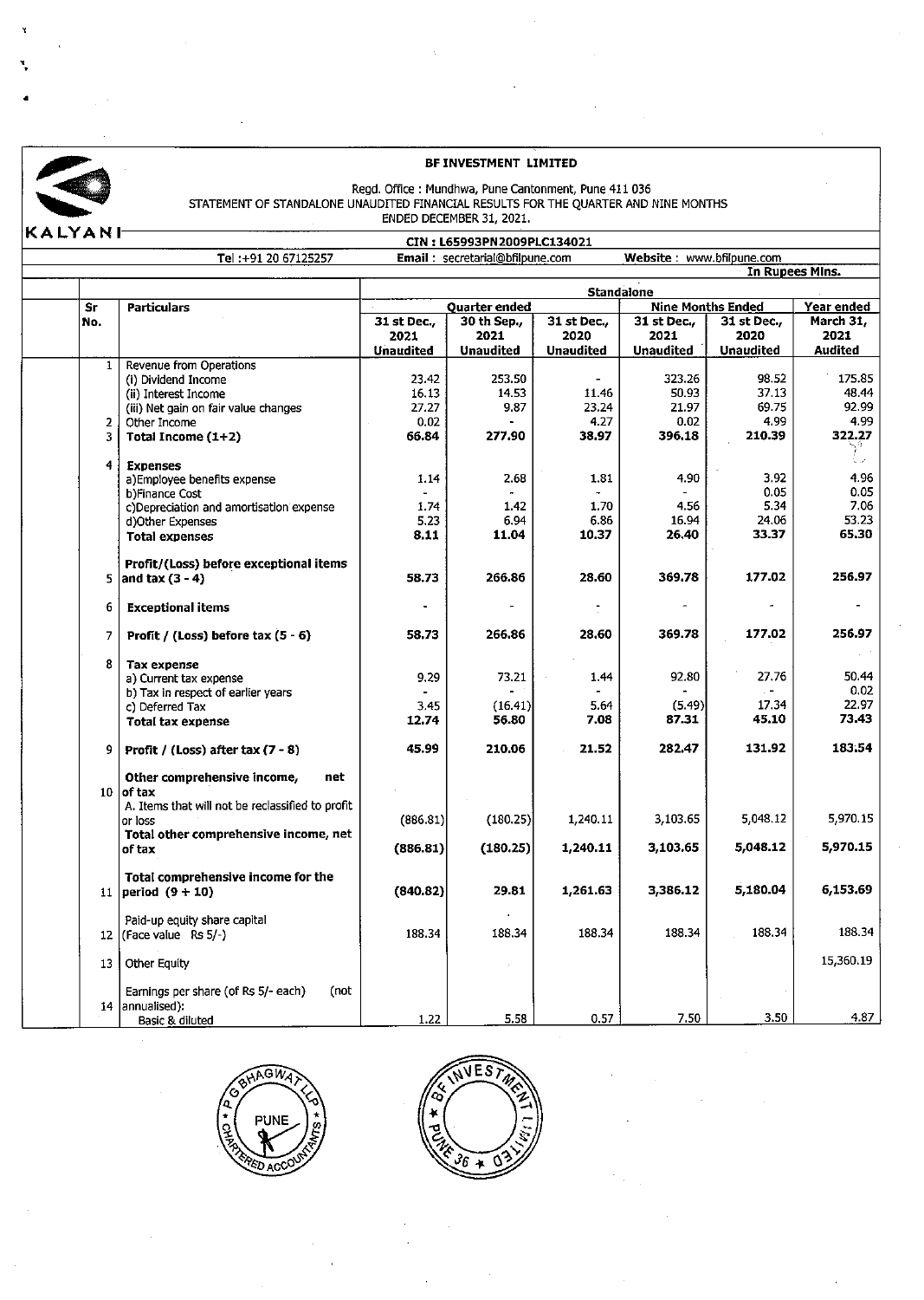KALYANI

# BF INVESTMENT LIMITED

Regd. Office : Mundhwa, Pune Cantonment, Pune 411 036

STATEMENT OF STANDALONE UNAUDITED FINANCIAL RESULTS FOR THE QUARTER AND NINE MONTHS ENDED DECEMBER 31, 2021.

CIN : L65993PN2009PLC134021

Tel :+91 20 67125257 | Email : secretarial@bfilpune.com | Website : www.bfilpune.com

In Rupees Mlns.

| Sr No. | Particulars | Standalone | | | | | |
|---|---|---|---|---|---|---|---|
| | | Quarter ended | | | Nine Months Ended | | Year ended |
| | | 31 st Dec., 2021 Unaudited | 30 th Sep., 2021 Unaudited | 31 st Dec., 2020 Unaudited | 31 st Dec., 2021 Unaudited | 31 st Dec., 2020 Unaudited | March 31, 2021 Audited |
| 1 | Revenue from Operations | | | | | | |
| | (i) Dividend Income | 23.42 | 253.50 | - | 323.26 | 98.52 | 175.85 |
| | (ii) Interest Income | 16.13 | 14.53 | 11.46 | 50.93 | 37.13 | 48.44 |
| | (iii) Net gain on fair value changes | 27.27 | 9.87 | 23.24 | 21.97 | 69.75 | 92.99 |
| 2 | Other Income | 0.02 | - | 4.27 | 0.02 | 4.99 | 4.99 |
| 3 | **Total Income (1+2)** | **66.84** | **277.90** | **38.97** | **396.18** | **210.39** | **322.27** |
| 4 | **Expenses** | | | | | | |
| | a)Employee benefits expense | 1.14 | 2.68 | 1.81 | 4.90 | 3.92 | 4.96 |
| | b)Finance Cost | - | - | - | - | 0.05 | 0.05 |
| | c)Depreciation and amortisation expense | 1.74 | 1.42 | 1.70 | 4.56 | 5.34 | 7.06 |
| | d)Other Expenses | 5.23 | 6.94 | 6.86 | 16.94 | 24.06 | 53.23 |
| | **Total expenses** | **8.11** | **11.04** | **10.37** | **26.40** | **33.37** | **65.30** |
| 5 | **Profit/(Loss) before exceptional items and tax (3 - 4)** | **58.73** | **266.86** | **28.60** | **369.78** | **177.02** | **256.97** |
| 6 | **Exceptional items** | - | - | - | - | - | - |
| 7 | **Profit / (Loss) before tax (5 - 6)** | **58.73** | **266.86** | **28.60** | **369.78** | **177.02** | **256.97** |
| 8 | **Tax expense** | | | | | | |
| | a) Current tax expense | 9.29 | 73.21 | 1.44 | 92.80 | 27.76 | 50.44 |
| | b) Tax in respect of earlier years | - | - | - | - | - | 0.02 |
| | c) Deferred Tax | 3.45 | (16.41) | 5.64 | (5.49) | 17.34 | 22.97 |
| | **Total tax expense** | **12.74** | **56.80** | **7.08** | **87.31** | **45.10** | **73.43** |
| 9 | **Profit / (Loss) after tax (7 - 8)** | **45.99** | **210.06** | **21.52** | **282.47** | **131.92** | **183.54** |
| 10 | **Other comprehensive income, net of tax** | | | | | | |
| | A. Items that will not be reclassified to profit or loss | (886.81) | (180.25) | 1,240.11 | 3,103.65 | 5,048.12 | 5,970.15 |
| | **Total other comprehensive income, net of tax** | **(886.81)** | **(180.25)** | **1,240.11** | **3,103.65** | **5,048.12** | **5,970.15** |
| 11 | **Total comprehensive income for the period (9 + 10)** | **(840.82)** | **29.81** | **1,261.63** | **3,386.12** | **5,180.04** | **6,153.69** |
| 12 | Paid-up equity share capital (Face value Rs 5/-) | 188.34 | 188.34 | 188.34 | 188.34 | 188.34 | 188.34 |
| 13 | Other Equity | | | | | | 15,360.19 |
| 14 | Earnings per share (of Rs 5/- each) (not annualised): | | | | | | |
| | Basic & diluted | 1.22 | 5.58 | 0.57 | 7.50 | 3.50 | 4.87 |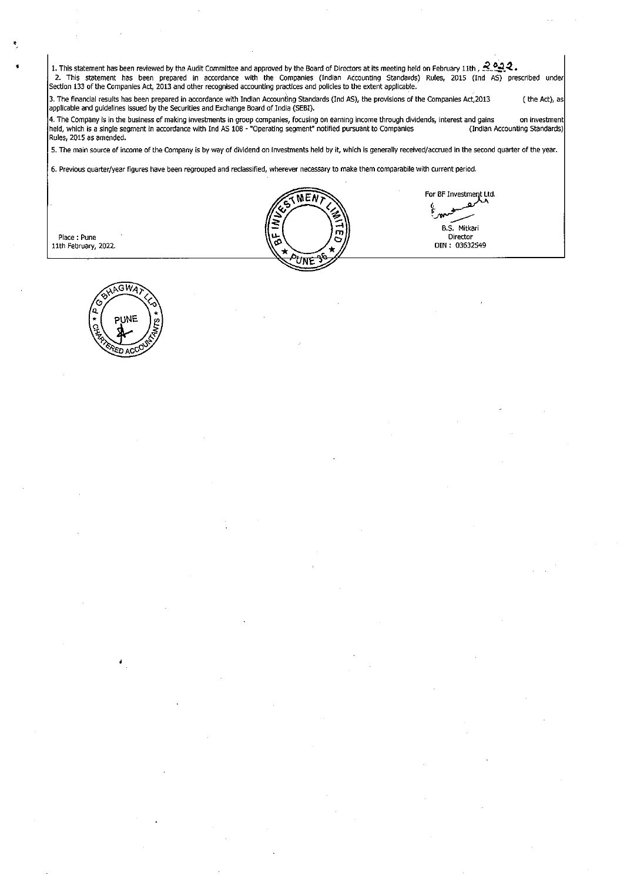1. This statement has been reviewed by the Audit Committee and approved by the Board of Directors at its meeting held on February 11th , 2022.

2. This statement has been prepared in accordance with the Companies (Indian Accounting Standards) Rules, 2015 (Ind AS) prescribed under Section 133 of the Companies Act, 2013 and other recognised accounting practices and policies to the extent applicable.

3. The financial results has been prepared in accordance with Indian Accounting Standards (Ind AS), the provisions of the Companies Act,2013 ( the Act), as applicable and guidelines issued by the Securities and Exchange Board of India (SEBI).

4. The Company is in the business of making investments in group companies, focusing on earning income through dividends, interest and gains on investment held, which is a single segment in accordance with Ind AS 108 - "Operating segment" notified pursuant to Companies (Indian Accounting Standards) Rules, 2015 as amended.

5. The main source of income of the Company is by way of dividend on investments held by it, which is generally received/accrued in the second quarter of the year.

6. Previous quarter/year figures have been regrouped and reclassified, wherever necessary to make them comparabile with current period.

Place : Pune
11th February, 2022.

For BF Investment Ltd.

B.S. Mitkari
Director
DIN : 03632549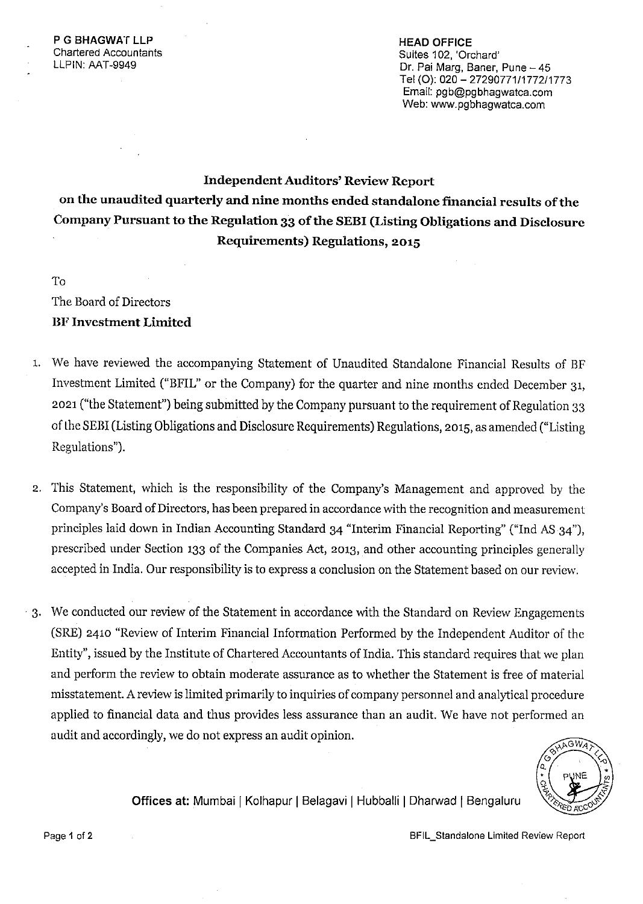P G BHAGWAT LLP
Chartered Accountants
LLPIN: AAT-9949

HEAD OFFICE
Suites 102, 'Orchard'
Dr. Pai Marg, Baner, Pune – 45
Tel (O): 020 – 27290771/1772/1773
Email: pgb@pgbhagwatca.com
Web: www.pgbhagwatca.com

## Independent Auditors' Review Report on the unaudited quarterly and nine months ended standalone financial results of the Company Pursuant to the Regulation 33 of the SEBI (Listing Obligations and Disclosure Requirements) Regulations, 2015

To
The Board of Directors
**BF Investment Limited**

1. We have reviewed the accompanying Statement of Unaudited Standalone Financial Results of BF Investment Limited ("BFIL" or the Company) for the quarter and nine months ended December 31, 2021 ("the Statement") being submitted by the Company pursuant to the requirement of Regulation 33 of the SEBI (Listing Obligations and Disclosure Requirements) Regulations, 2015, as amended ("Listing Regulations").

2. This Statement, which is the responsibility of the Company's Management and approved by the Company's Board of Directors, has been prepared in accordance with the recognition and measurement principles laid down in Indian Accounting Standard 34 "Interim Financial Reporting" ("Ind AS 34"), prescribed under Section 133 of the Companies Act, 2013, and other accounting principles generally accepted in India. Our responsibility is to express a conclusion on the Statement based on our review.

3. We conducted our review of the Statement in accordance with the Standard on Review Engagements (SRE) 2410 "Review of Interim Financial Information Performed by the Independent Auditor of the Entity", issued by the Institute of Chartered Accountants of India. This standard requires that we plan and perform the review to obtain moderate assurance as to whether the Statement is free of material misstatement. A review is limited primarily to inquiries of company personnel and analytical procedure applied to financial data and thus provides less assurance than an audit. We have not performed an audit and accordingly, we do not express an audit opinion.

**Offices at:** Mumbai | Kolhapur | Belagavi | Hubballi | Dharwad | Bengaluru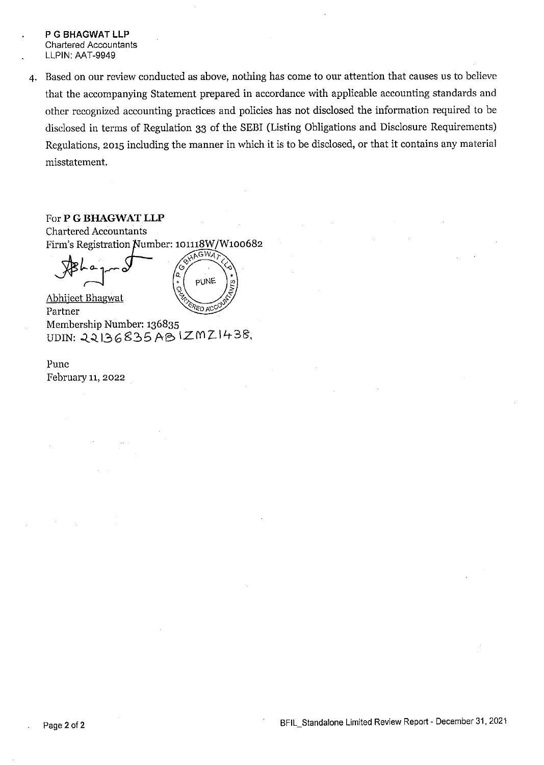**P G BHAGWAT LLP**
Chartered Accountants
LLPIN: AAT-9949

4. Based on our review conducted as above, nothing has come to our attention that causes us to believe that the accompanying Statement prepared in accordance with applicable accounting standards and other recognized accounting practices and policies has not disclosed the information required to be disclosed in terms of Regulation 33 of the SEBI (Listing Obligations and Disclosure Requirements) Regulations, 2015 including the manner in which it is to be disclosed, or that it contains any material misstatement.

For **P G BHAGWAT LLP**
Chartered Accountants
Firm's Registration Number: 101118W/W100682

Abhijeet Bhagwat
Partner
Membership Number: 136835
UDIN: 22136835ABIZMZ1438.

Pune
February 11, 2022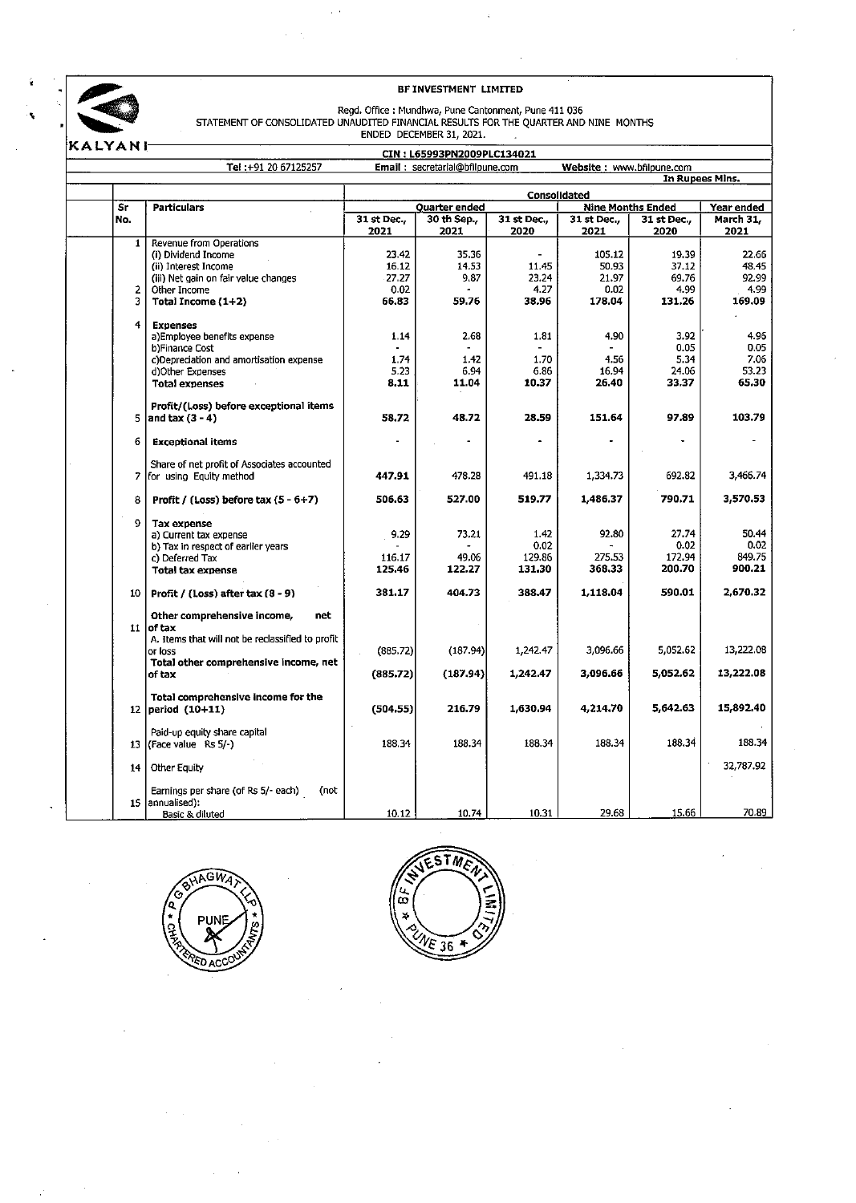# BF INVESTMENT LIMITED

Regd. Office : Mundhwa, Pune Cantonment, Pune 411 036

STATEMENT OF CONSOLIDATED UNAUDITED FINANCIAL RESULTS FOR THE QUARTER AND NINE MONTHS ENDED DECEMBER 31, 2021.

KALYANI

**CIN : L65993PN2009PLC134021**

Tel :+91 20 67125257 | **Email** : secretarial@bfilpune.com | **Website** : www.bfilpune.com

**In Rupees Mlns.**

| Sr No. | Particulars | Consolidated | | | | | |
|---|---|---|---|---|---|---|---|
| | | Quarter ended | | | Nine Months Ended | | Year ended |
| | | 31 st Dec., 2021 | 30 th Sep., 2021 | 31 st Dec., 2020 | 31 st Dec., 2021 | 31 st Dec., 2020 | March 31, 2021 |
| 1 | Revenue from Operations | | | | | | |
| | (i) Dividend Income | 23.42 | 35.36 | - | 105.12 | 19.39 | 22.66 |
| | (ii) Interest Income | 16.12 | 14.53 | 11.45 | 50.93 | 37.12 | 48.45 |
| | (iii) Net gain on fair value changes | 27.27 | 9.87 | 23.24 | 21.97 | 69.76 | 92.99 |
| 2 | Other Income | 0.02 | - | 4.27 | 0.02 | 4.99 | 4.99 |
| 3 | **Total Income (1+2)** | **66.83** | **59.76** | **38.96** | **178.04** | **131.26** | **169.09** |
| 4 | **Expenses** | | | | | | |
| | a)Employee benefits expense | 1.14 | 2.68 | 1.81 | 4.90 | 3.92 | 4.96 |
| | b)Finance Cost | - | - | - | - | 0.05 | 0.05 |
| | c)Depreciation and amortisation expense | 1.74 | 1.42 | 1.70 | 4.56 | 5.34 | 7.06 |
| | d)Other Expenses | 5.23 | 6.94 | 6.86 | 16.94 | 24.06 | 53.23 |
| | **Total expenses** | **8.11** | **11.04** | **10.37** | **26.40** | **33.37** | **65.30** |
| 5 | **Profit/(Loss) before exceptional items and tax (3 - 4)** | **58.72** | **48.72** | **28.59** | **151.64** | **97.89** | **103.79** |
| 6 | **Exceptional items** | - | - | - | - | - | - |
| 7 | Share of net profit of Associates accounted for using Equity method | **447.91** | 478.28 | 491.18 | 1,334.73 | 692.82 | 3,466.74 |
| 8 | **Profit / (Loss) before tax (5 - 6+7)** | **506.63** | **527.00** | **519.77** | **1,486.37** | **790.71** | **3,570.53** |
| 9 | **Tax expense** | | | | | | |
| | a) Current tax expense | 9.29 | 73.21 | 1.42 | 92.80 | 27.74 | 50.44 |
| | b) Tax in respect of earlier years | - | - | 0.02 | - | 0.02 | 0.02 |
| | c) Deferred Tax | 116.17 | 49.06 | 129.86 | 275.53 | 172.94 | 849.75 |
| | **Total tax expense** | **125.46** | **122.27** | **131.30** | **368.33** | **200.70** | **900.21** |
| 10 | **Profit / (Loss) after tax (8 - 9)** | **381.17** | **404.73** | **388.47** | **1,118.04** | **590.01** | **2,670.32** |
| 11 | **Other comprehensive income, net of tax** | | | | | | |
| | A. Items that will not be reclassified to profit or loss | (885.72) | (187.94) | 1,242.47 | 3,096.66 | 5,052.62 | 13,222.08 |
| | **Total other comprehensive income, net of tax** | **(885.72)** | **(187.94)** | **1,242.47** | **3,096.66** | **5,052.62** | **13,222.08** |
| 12 | **Total comprehensive income for the period (10+11)** | **(504.55)** | **216.79** | **1,630.94** | **4,214.70** | **5,642.63** | **15,892.40** |
| 13 | Paid-up equity share capital (Face value Rs 5/-) | 188.34 | 188.34 | 188.34 | 188.34 | 188.34 | 188.34 |
| 14 | Other Equity | | | | | | 32,787.92 |
| 15 | Earnings per share (of Rs 5/- each) (not annualised): | | | | | | |
| | Basic & diluted | 10.12 | 10.74 | 10.31 | 29.68 | 15.66 | 70.89 |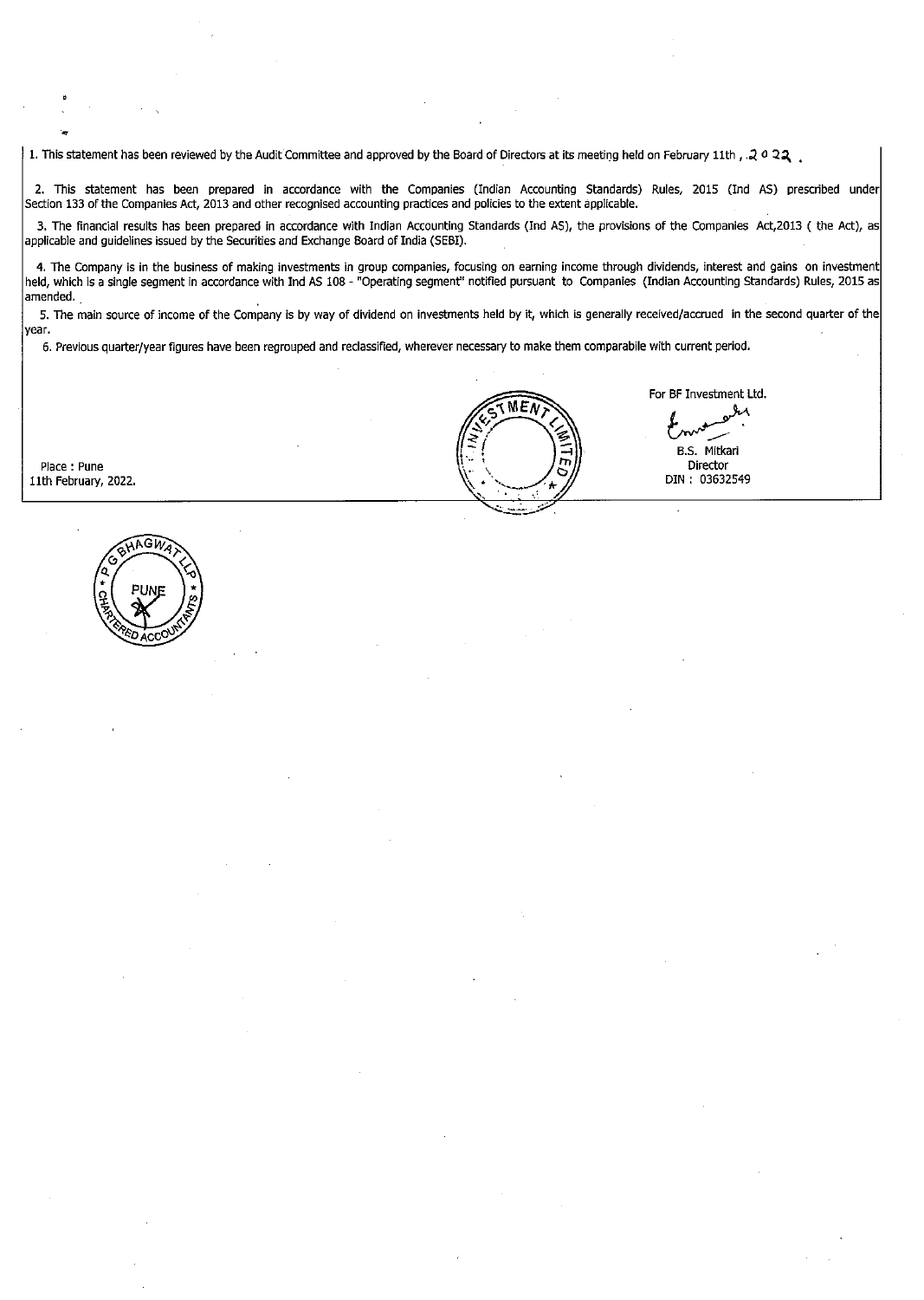1. This statement has been reviewed by the Audit Committee and approved by the Board of Directors at its meeting held on February 11th , 2022 .

2. This statement has been prepared in accordance with the Companies (Indian Accounting Standards) Rules, 2015 (Ind AS) prescribed under Section 133 of the Companies Act, 2013 and other recognised accounting practices and policies to the extent applicable.

3. The financial results has been prepared in accordance with Indian Accounting Standards (Ind AS), the provisions of the Companies Act,2013 ( the Act), as applicable and guidelines issued by the Securities and Exchange Board of India (SEBI).

4. The Company is in the business of making investments in group companies, focusing on earning income through dividends, interest and gains on investment held, which is a single segment in accordance with Ind AS 108 - "Operating segment" notified pursuant to Companies (Indian Accounting Standards) Rules, 2015 as amended.

5. The main source of income of the Company is by way of dividend on investments held by it, which is generally received/accrued in the second quarter of the year.

6. Previous quarter/year figures have been regrouped and reclassified, wherever necessary to make them comparabile with current period.

For BF Investment Ltd.

B.S. Mitkari
Director
DIN : 03632549

Place : Pune
11th February, 2022.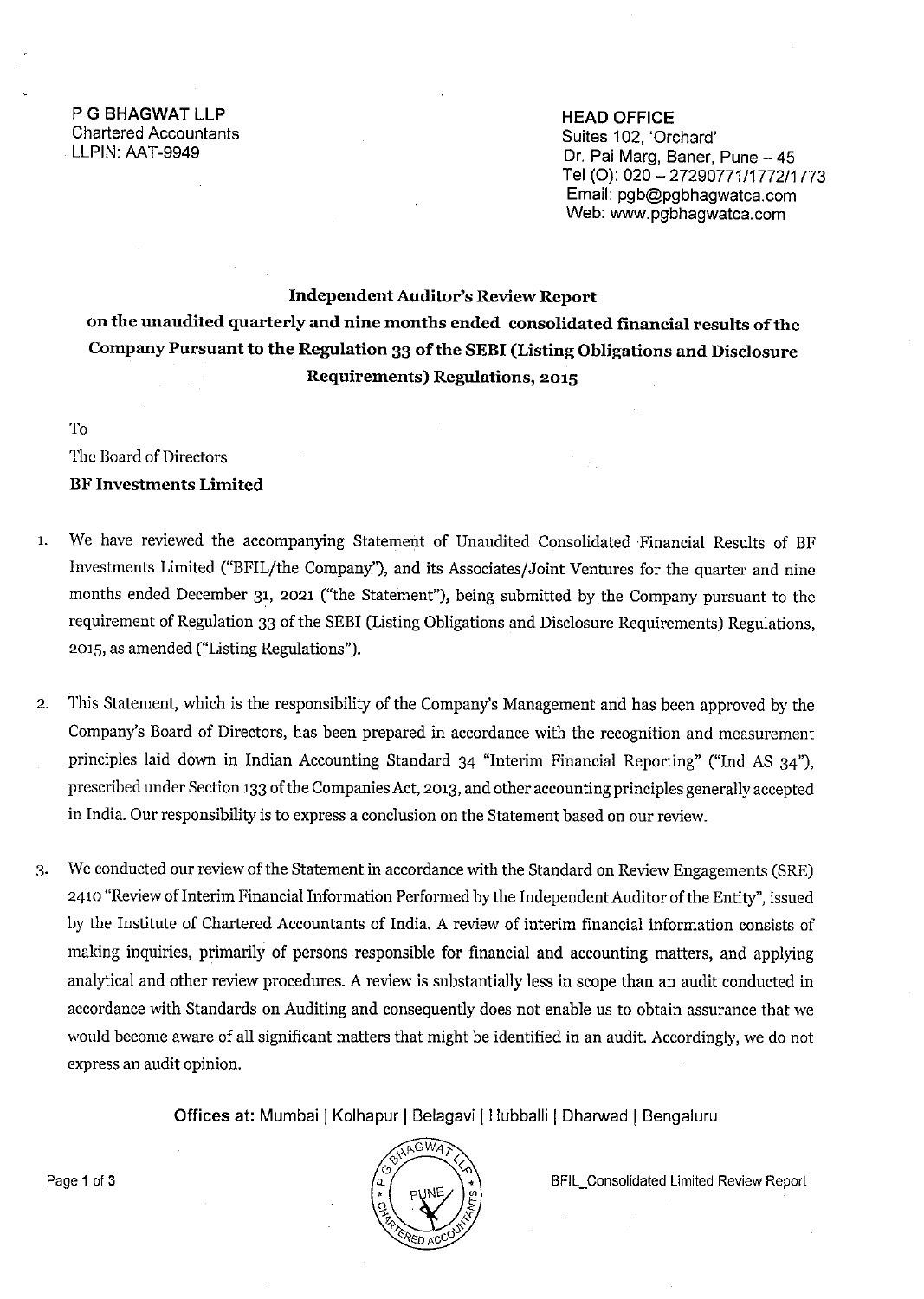**P G BHAGWAT LLP**
Chartered Accountants
LLPIN: AAT-9949

**HEAD OFFICE**
Suites 102, 'Orchard'
Dr. Pai Marg, Baner, Pune – 45
Tel (O): 020 – 27290771/1772/1773
Email: pgb@pgbhagwatca.com
Web: www.pgbhagwatca.com

## Independent Auditor's Review Report on the unaudited quarterly and nine months ended consolidated financial results of the Company Pursuant to the Regulation 33 of the SEBI (Listing Obligations and Disclosure Requirements) Regulations, 2015

To
The Board of Directors
**BF Investments Limited**

1. We have reviewed the accompanying Statement of Unaudited Consolidated Financial Results of BF Investments Limited ("BFIL/the Company"), and its Associates/Joint Ventures for the quarter and nine months ended December 31, 2021 ("the Statement"), being submitted by the Company pursuant to the requirement of Regulation 33 of the SEBI (Listing Obligations and Disclosure Requirements) Regulations, 2015, as amended ("Listing Regulations").

2. This Statement, which is the responsibility of the Company's Management and has been approved by the Company's Board of Directors, has been prepared in accordance with the recognition and measurement principles laid down in Indian Accounting Standard 34 "Interim Financial Reporting" ("Ind AS 34"), prescribed under Section 133 of the Companies Act, 2013, and other accounting principles generally accepted in India. Our responsibility is to express a conclusion on the Statement based on our review.

3. We conducted our review of the Statement in accordance with the Standard on Review Engagements (SRE) 2410 "Review of Interim Financial Information Performed by the Independent Auditor of the Entity", issued by the Institute of Chartered Accountants of India. A review of interim financial information consists of making inquiries, primarily of persons responsible for financial and accounting matters, and applying analytical and other review procedures. A review is substantially less in scope than an audit conducted in accordance with Standards on Auditing and consequently does not enable us to obtain assurance that we would become aware of all significant matters that might be identified in an audit. Accordingly, we do not express an audit opinion.

**Offices at:** Mumbai | Kolhapur | Belagavi | Hubballi | Dharwad | Bengaluru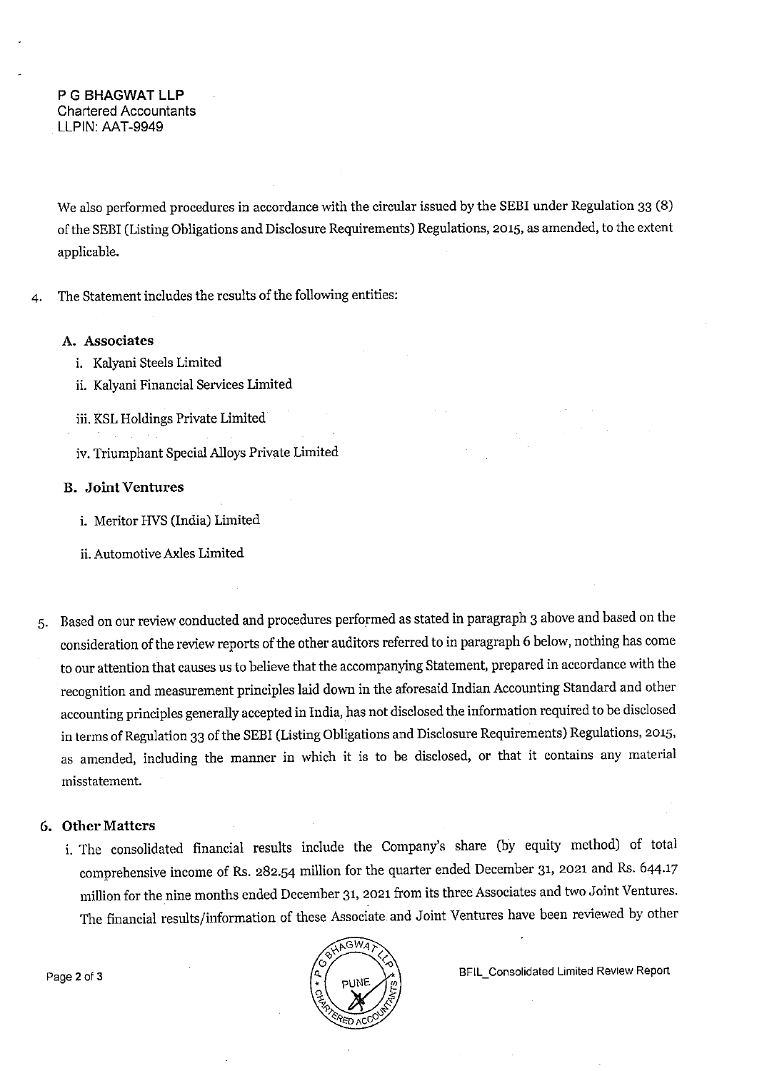**P G BHAGWAT LLP**
Chartered Accountants
LLPIN: AAT-9949

We also performed procedures in accordance with the circular issued by the SEBI under Regulation 33 (8) of the SEBI (Listing Obligations and Disclosure Requirements) Regulations, 2015, as amended, to the extent applicable.

4. The Statement includes the results of the following entities:

   **A. Associates**

   i. Kalyani Steels Limited

   ii. Kalyani Financial Services Limited

   iii. KSL Holdings Private Limited

   iv. Triumphant Special Alloys Private Limited

   **B. Joint Ventures**

   i. Meritor HVS (India) Limited

   ii. Automotive Axles Limited

5. Based on our review conducted and procedures performed as stated in paragraph 3 above and based on the consideration of the review reports of the other auditors referred to in paragraph 6 below, nothing has come to our attention that causes us to believe that the accompanying Statement, prepared in accordance with the recognition and measurement principles laid down in the aforesaid Indian Accounting Standard and other accounting principles generally accepted in India, has not disclosed the information required to be disclosed in terms of Regulation 33 of the SEBI (Listing Obligations and Disclosure Requirements) Regulations, 2015, as amended, including the manner in which it is to be disclosed, or that it contains any material misstatement.

6. **Other Matters**

   i. The consolidated financial results include the Company's share (by equity method) of total comprehensive income of Rs. 282.54 million for the quarter ended December 31, 2021 and Rs. 644.17 million for the nine months ended December 31, 2021 from its three Associates and two Joint Ventures. The financial results/information of these Associate and Joint Ventures have been reviewed by other

BFIL_Consolidated Limited Review Report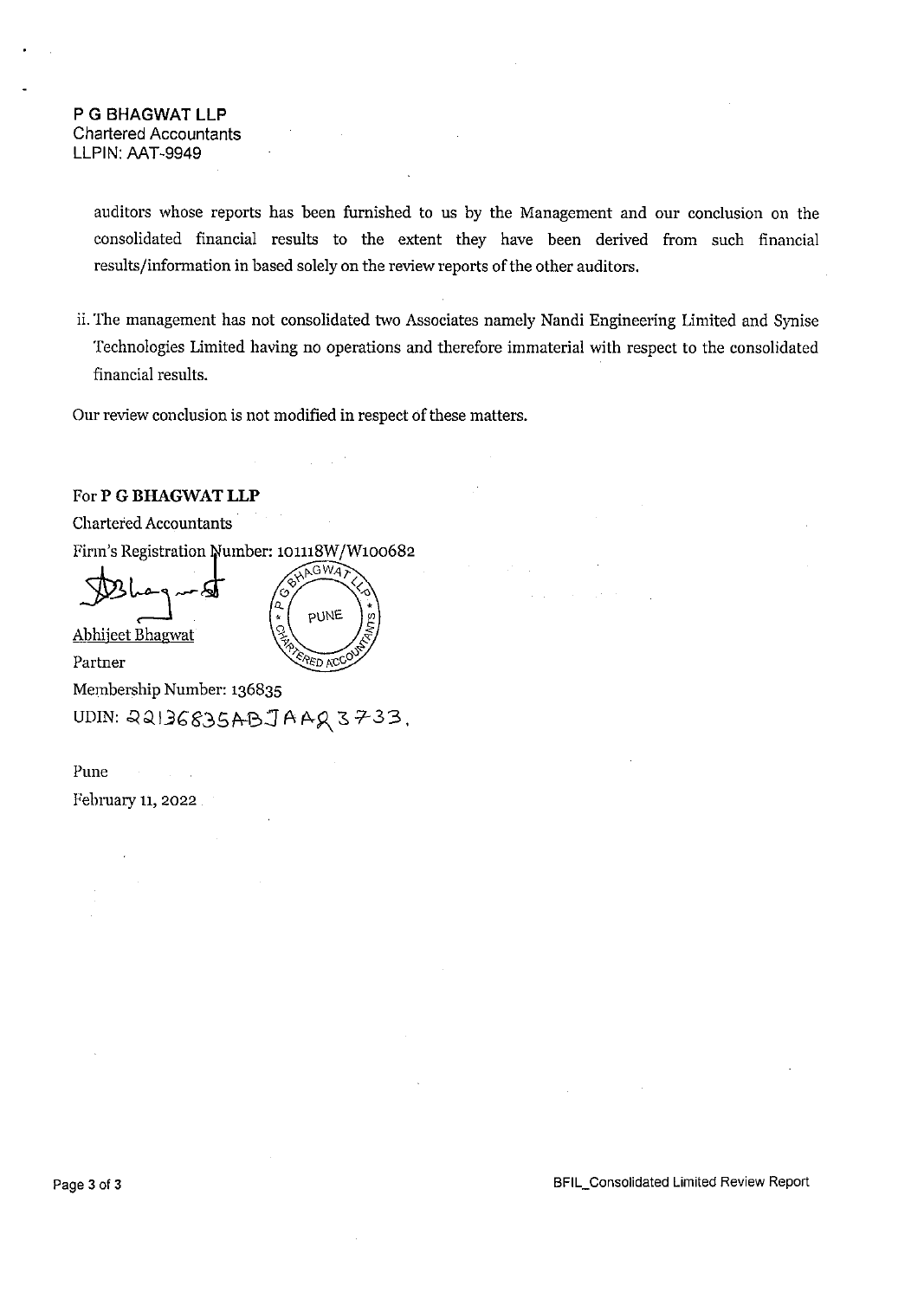**P G BHAGWAT LLP**
Chartered Accountants
LLPIN: AAT-9949

auditors whose reports has been furnished to us by the Management and our conclusion on the consolidated financial results to the extent they have been derived from such financial results/information in based solely on the review reports of the other auditors.

ii. The management has not consolidated two Associates namely Nandi Engineering Limited and Synise Technologies Limited having no operations and therefore immaterial with respect to the consolidated financial results.

Our review conclusion is not modified in respect of these matters.

For **P G BHAGWAT LLP**

Chartered Accountants

Firm's Registration Number: 101118W/W100682

Abhijeet Bhagwat

Partner

Membership Number: 136835

UDIN: 22136835ABJAAQ3733.

Pune

February 11, 2022